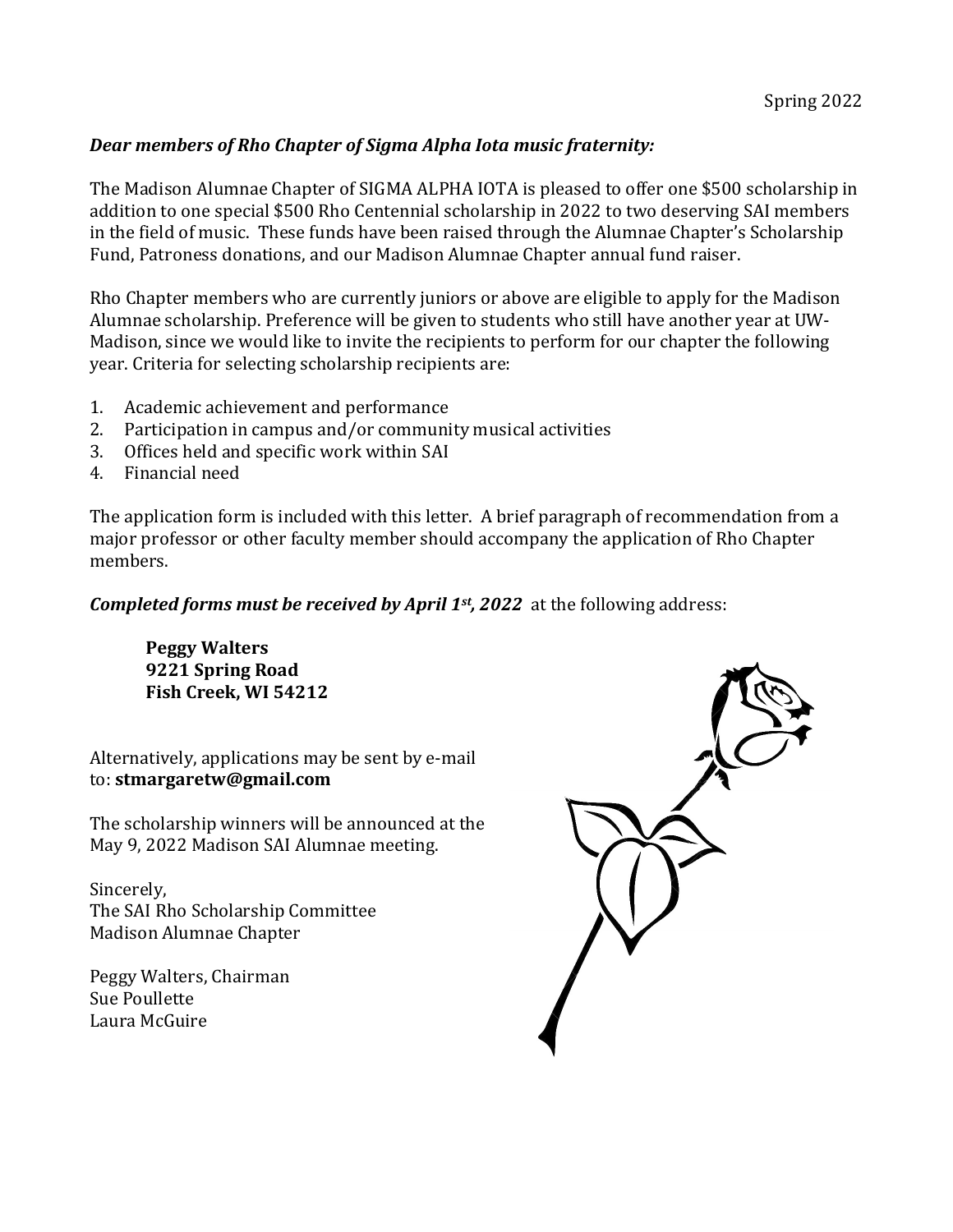Spring 2022

***Dear members of Rho Chapter of Sigma Alpha Iota music fraternity:***

The Madison Alumnae Chapter of SIGMA ALPHA IOTA is pleased to offer one $500 scholarship in addition to one special $500 Rho Centennial scholarship in 2022 to two deserving SAI members in the field of music. These funds have been raised through the Alumnae Chapter's Scholarship Fund, Patroness donations, and our Madison Alumnae Chapter annual fund raiser.

Rho Chapter members who are currently juniors or above are eligible to apply for the Madison Alumnae scholarship. Preference will be given to students who still have another year at UW-Madison, since we would like to invite the recipients to perform for our chapter the following year. Criteria for selecting scholarship recipients are:

1. Academic achievement and performance
2. Participation in campus and/or community musical activities
3. Offices held and specific work within SAI
4. Financial need

The application form is included with this letter. A brief paragraph of recommendation from a major professor or other faculty member should accompany the application of Rho Chapter members.

***Completed forms must be received by April 1st, 2022*** at the following address:

**Peggy Walters**
**9221 Spring Road**
**Fish Creek, WI 54212**

Alternatively, applications may be sent by e-mail to: **stmargaretw@gmail.com**

The scholarship winners will be announced at the May 9, 2022 Madison SAI Alumnae meeting.

Sincerely,
The SAI Rho Scholarship Committee
Madison Alumnae Chapter

Peggy Walters, Chairman
Sue Poullette
Laura McGuire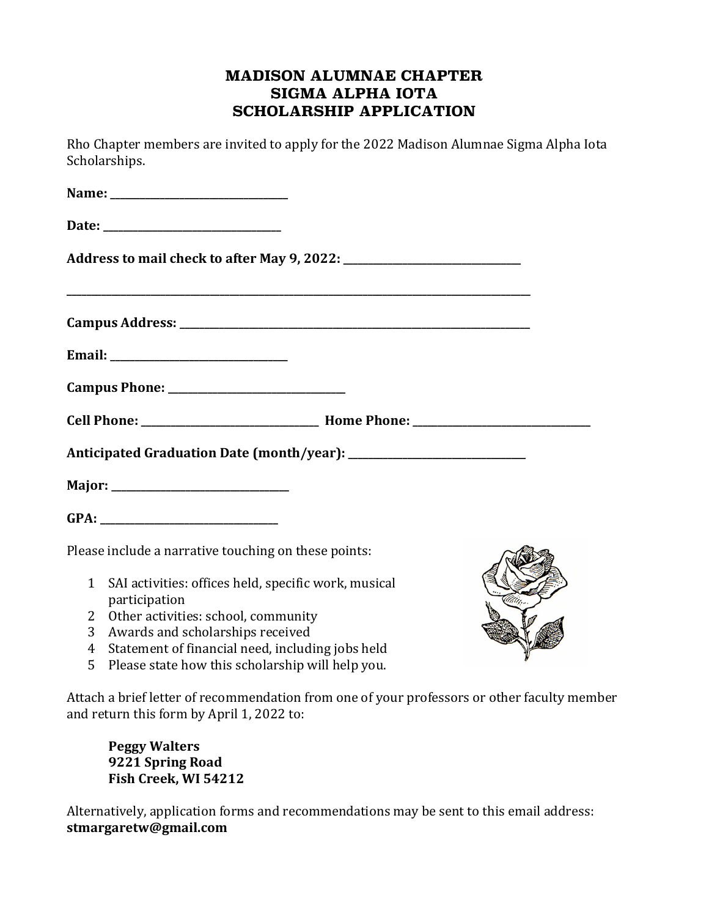# MADISON ALUMNAE CHAPTER
# SIGMA ALPHA IOTA
# SCHOLARSHIP APPLICATION

Rho Chapter members are invited to apply for the 2022 Madison Alumnae Sigma Alpha Iota Scholarships.

**Name:** ______________________________

**Date:** ______________________________

**Address to mail check to after May 9, 2022:** ______________________________

______________________________________________________________________________

**Campus Address:** ______________________________________________________________

**Email:** ______________________________

**Campus Phone:** ______________________________

**Cell Phone:** ______________________________ **Home Phone:** ______________________________

**Anticipated Graduation Date (month/year):** ______________________________

**Major:** ______________________________

**GPA:** ______________________________

Please include a narrative touching on these points:

1. SAI activities: offices held, specific work, musical participation
2. Other activities: school, community
3. Awards and scholarships received
4. Statement of financial need, including jobs held
5. Please state how this scholarship will help you.

Attach a brief letter of recommendation from one of your professors or other faculty member and return this form by April 1, 2022 to:

**Peggy Walters**
**9221 Spring Road**
**Fish Creek, WI 54212**

Alternatively, application forms and recommendations may be sent to this email address:
**stmargaretw@gmail.com**